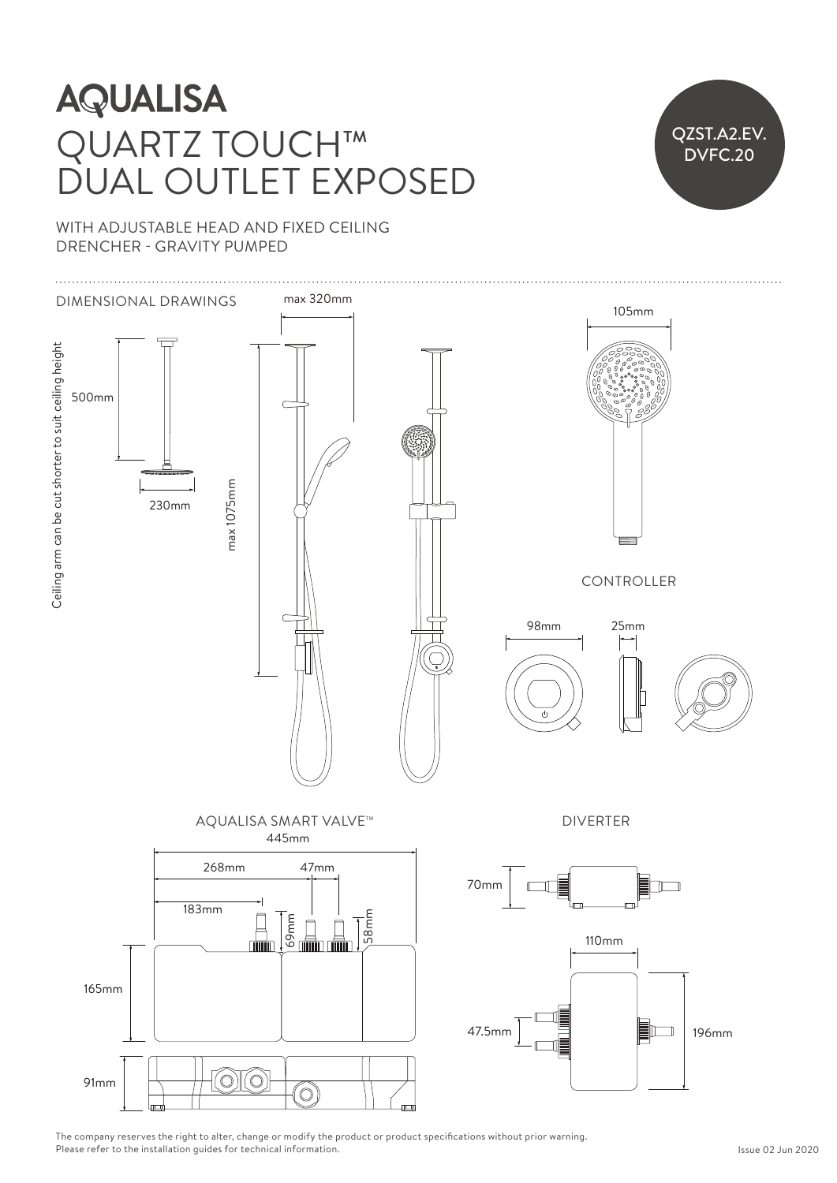# AQUALISA

# QUARTZ TOUCH™ DUAL OUTLET EXPOSED

QZST.A2.EV. DVFC.20

WITH ADJUSTABLE HEAD AND FIXED CEILING DRENCHER - GRAVITY PUMPED

## DIMENSIONAL DRAWINGS

Ceiling arm can be cut shorter to suit ceiling height

500mm

230mm

max 320mm

max 1075mm

105mm

CONTROLLER

98mm

25mm

AQUALISA SMART VALVE™

445mm

268mm

47mm

183mm

69mm

58mm

165mm

91mm

DIVERTER

70mm

110mm

47.5mm

196mm

The company reserves the right to alter, change or modify the product or product specifications without prior warning.
Please refer to the installation guides for technical information.

Issue 02 Jun 2020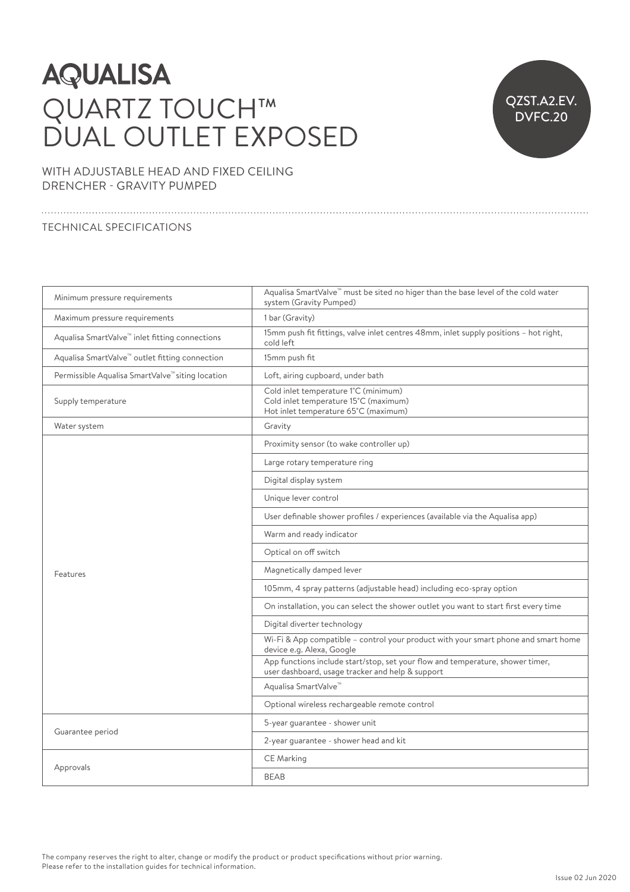# AQUALISA

# QUARTZ TOUCH™ DUAL OUTLET EXPOSED

QZST.A2.EV.DVFC.20

WITH ADJUSTABLE HEAD AND FIXED CEILING DRENCHER - GRAVITY PUMPED

TECHNICAL SPECIFICATIONS

| | |
|---|---|
| Minimum pressure requirements | Aqualisa SmartValve™ must be sited no higer than the base level of the cold water system (Gravity Pumped) |
| Maximum pressure requirements | 1 bar (Gravity) |
| Aqualisa SmartValve™ inlet fitting connections | 15mm push fit fittings, valve inlet centres 48mm, inlet supply positions – hot right, cold left |
| Aqualisa SmartValve™ outlet fitting connection | 15mm push fit |
| Permissible Aqualisa SmartValve™ siting location | Loft, airing cupboard, under bath |
| Supply temperature | Cold inlet temperature 1°C (minimum)<br>Cold inlet temperature 15°C (maximum)<br>Hot inlet temperature 65°C (maximum) |
| Water system | Gravity |
| Features | Proximity sensor (to wake controller up) |
| | Large rotary temperature ring |
| | Digital display system |
| | Unique lever control |
| | User definable shower profiles / experiences (available via the Aqualisa app) |
| | Warm and ready indicator |
| | Optical on off switch |
| | Magnetically damped lever |
| | 105mm, 4 spray patterns (adjustable head) including eco-spray option |
| | On installation, you can select the shower outlet you want to start first every time |
| | Digital diverter technology |
| | Wi-Fi & App compatible – control your product with your smart phone and smart home device e.g. Alexa, Google |
| | App functions include start/stop, set your flow and temperature, shower timer, user dashboard, usage tracker and help & support |
| | Aqualisa SmartValve™ |
| | Optional wireless rechargeable remote control |
| Guarantee period | 5-year guarantee - shower unit |
| | 2-year guarantee - shower head and kit |
| Approvals | CE Marking |
| | BEAB |

The company reserves the right to alter, change or modify the product or product specifications without prior warning.
Please refer to the installation guides for technical information.

Issue 02 Jun 2020